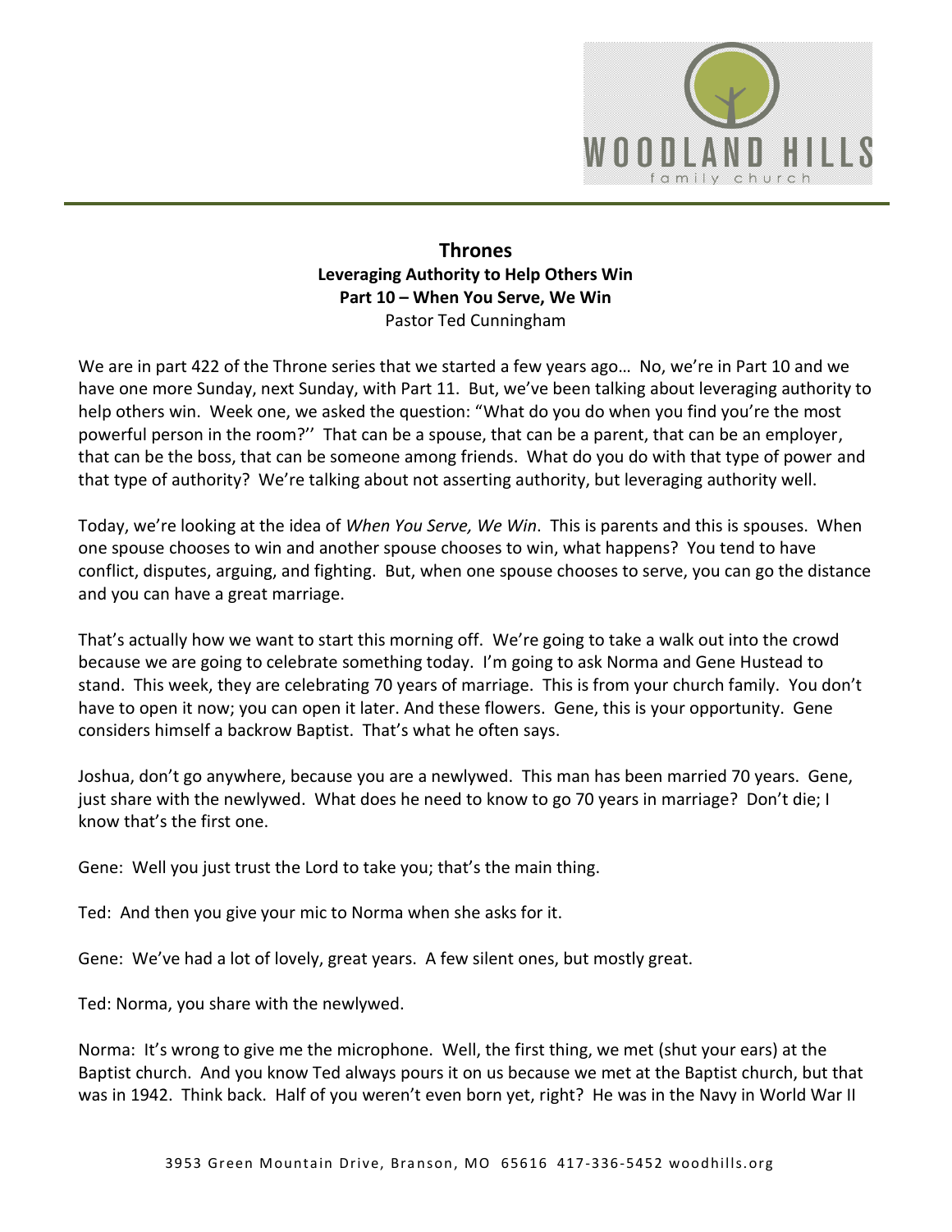# Thrones

## Leveraging Authority to Help Others Win

### Part 10 – When You Serve, We Win

Pastor Ted Cunningham

We are in part 422 of the Throne series that we started a few years ago… No, we're in Part 10 and we have one more Sunday, next Sunday, with Part 11. But, we've been talking about leveraging authority to help others win. Week one, we asked the question: "What do you do when you find you're the most powerful person in the room?'' That can be a spouse, that can be a parent, that can be an employer, that can be the boss, that can be someone among friends. What do you do with that type of power and that type of authority? We're talking about not asserting authority, but leveraging authority well.

Today, we're looking at the idea of *When You Serve, We Win*. This is parents and this is spouses. When one spouse chooses to win and another spouse chooses to win, what happens? You tend to have conflict, disputes, arguing, and fighting. But, when one spouse chooses to serve, you can go the distance and you can have a great marriage.

That's actually how we want to start this morning off. We're going to take a walk out into the crowd because we are going to celebrate something today. I'm going to ask Norma and Gene Hustead to stand. This week, they are celebrating 70 years of marriage. This is from your church family. You don't have to open it now; you can open it later. And these flowers. Gene, this is your opportunity. Gene considers himself a backrow Baptist. That's what he often says.

Joshua, don't go anywhere, because you are a newlywed. This man has been married 70 years. Gene, just share with the newlywed. What does he need to know to go 70 years in marriage? Don't die; I know that's the first one.

Gene: Well you just trust the Lord to take you; that's the main thing.

Ted: And then you give your mic to Norma when she asks for it.

Gene: We've had a lot of lovely, great years. A few silent ones, but mostly great.

Ted: Norma, you share with the newlywed.

Norma: It's wrong to give me the microphone. Well, the first thing, we met (shut your ears) at the Baptist church. And you know Ted always pours it on us because we met at the Baptist church, but that was in 1942. Think back. Half of you weren't even born yet, right? He was in the Navy in World War II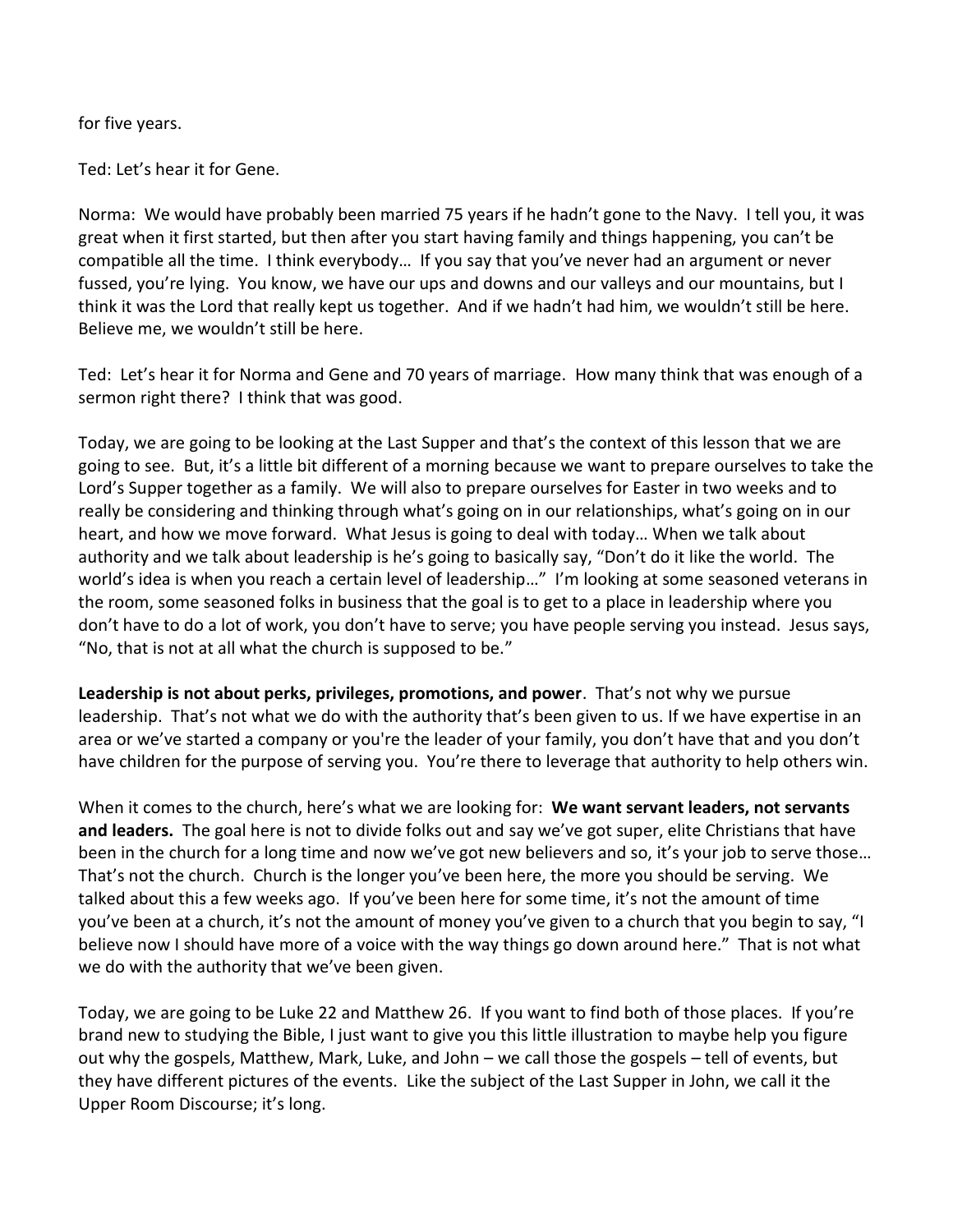for five years.

Ted: Let's hear it for Gene.

Norma: We would have probably been married 75 years if he hadn't gone to the Navy. I tell you, it was great when it first started, but then after you start having family and things happening, you can't be compatible all the time. I think everybody… If you say that you've never had an argument or never fussed, you're lying. You know, we have our ups and downs and our valleys and our mountains, but I think it was the Lord that really kept us together. And if we hadn't had him, we wouldn't still be here. Believe me, we wouldn't still be here.

Ted: Let's hear it for Norma and Gene and 70 years of marriage. How many think that was enough of a sermon right there? I think that was good.

Today, we are going to be looking at the Last Supper and that's the context of this lesson that we are going to see. But, it's a little bit different of a morning because we want to prepare ourselves to take the Lord's Supper together as a family. We will also to prepare ourselves for Easter in two weeks and to really be considering and thinking through what's going on in our relationships, what's going on in our heart, and how we move forward. What Jesus is going to deal with today… When we talk about authority and we talk about leadership is he's going to basically say, "Don't do it like the world. The world's idea is when you reach a certain level of leadership…" I'm looking at some seasoned veterans in the room, some seasoned folks in business that the goal is to get to a place in leadership where you don't have to do a lot of work, you don't have to serve; you have people serving you instead. Jesus says, "No, that is not at all what the church is supposed to be."

**Leadership is not about perks, privileges, promotions, and power**. That's not why we pursue leadership. That's not what we do with the authority that's been given to us. If we have expertise in an area or we've started a company or you're the leader of your family, you don't have that and you don't have children for the purpose of serving you. You're there to leverage that authority to help others win.

When it comes to the church, here's what we are looking for: **We want servant leaders, not servants and leaders.** The goal here is not to divide folks out and say we've got super, elite Christians that have been in the church for a long time and now we've got new believers and so, it's your job to serve those… That's not the church. Church is the longer you've been here, the more you should be serving. We talked about this a few weeks ago. If you've been here for some time, it's not the amount of time you've been at a church, it's not the amount of money you've given to a church that you begin to say, "I believe now I should have more of a voice with the way things go down around here." That is not what we do with the authority that we've been given.

Today, we are going to be Luke 22 and Matthew 26. If you want to find both of those places. If you're brand new to studying the Bible, I just want to give you this little illustration to maybe help you figure out why the gospels, Matthew, Mark, Luke, and John – we call those the gospels – tell of events, but they have different pictures of the events. Like the subject of the Last Supper in John, we call it the Upper Room Discourse; it's long.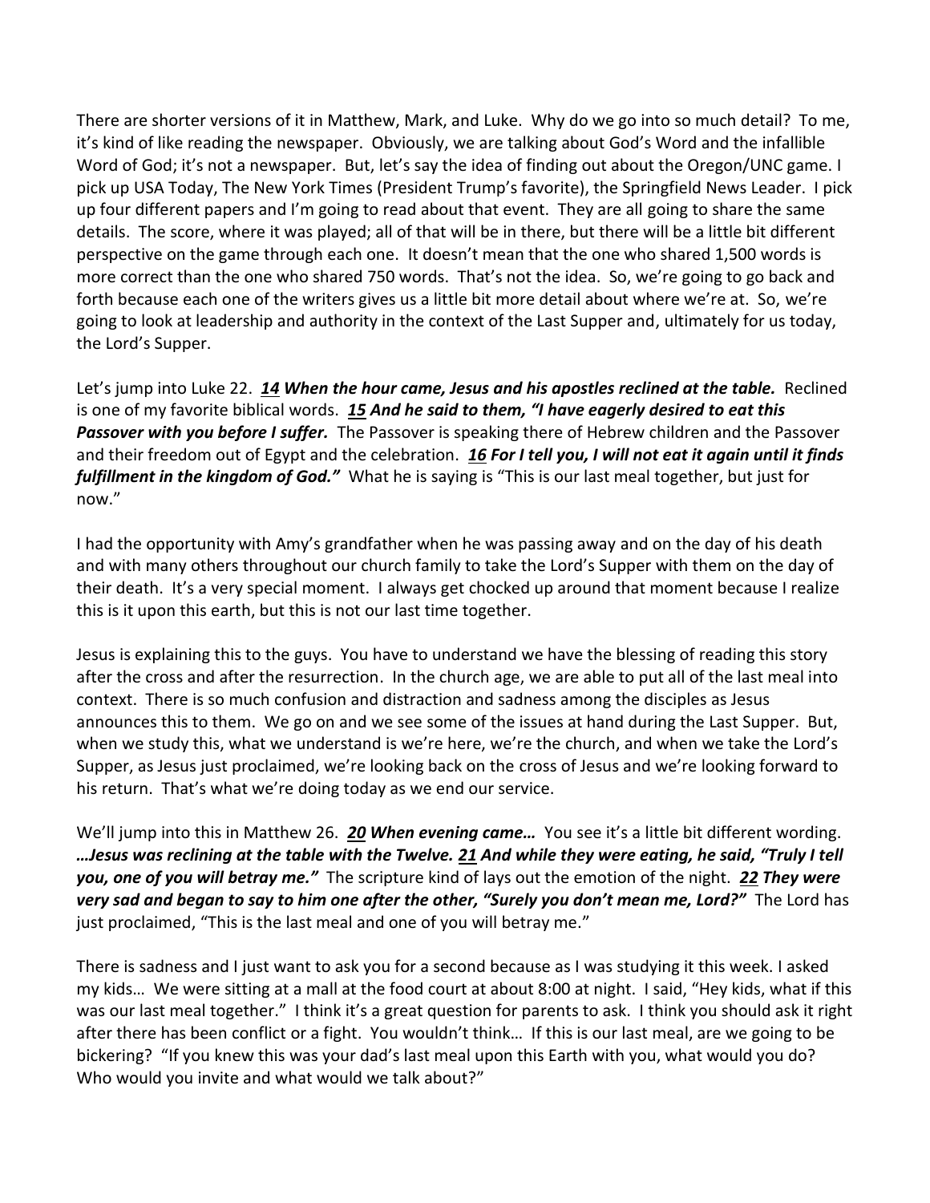There are shorter versions of it in Matthew, Mark, and Luke. Why do we go into so much detail? To me, it's kind of like reading the newspaper. Obviously, we are talking about God's Word and the infallible Word of God; it's not a newspaper. But, let's say the idea of finding out about the Oregon/UNC game. I pick up USA Today, The New York Times (President Trump's favorite), the Springfield News Leader. I pick up four different papers and I'm going to read about that event. They are all going to share the same details. The score, where it was played; all of that will be in there, but there will be a little bit different perspective on the game through each one. It doesn't mean that the one who shared 1,500 words is more correct than the one who shared 750 words. That's not the idea. So, we're going to go back and forth because each one of the writers gives us a little bit more detail about where we're at. So, we're going to look at leadership and authority in the context of the Last Supper and, ultimately for us today, the Lord's Supper.

Let's jump into Luke 22. ***14 When the hour came, Jesus and his apostles reclined at the table.*** Reclined is one of my favorite biblical words. ***15 And he said to them, "I have eagerly desired to eat this Passover with you before I suffer.*** The Passover is speaking there of Hebrew children and the Passover and their freedom out of Egypt and the celebration. ***16 For I tell you, I will not eat it again until it finds fulfillment in the kingdom of God."*** What he is saying is "This is our last meal together, but just for now."

I had the opportunity with Amy's grandfather when he was passing away and on the day of his death and with many others throughout our church family to take the Lord's Supper with them on the day of their death. It's a very special moment. I always get chocked up around that moment because I realize this is it upon this earth, but this is not our last time together.

Jesus is explaining this to the guys. You have to understand we have the blessing of reading this story after the cross and after the resurrection. In the church age, we are able to put all of the last meal into context. There is so much confusion and distraction and sadness among the disciples as Jesus announces this to them. We go on and we see some of the issues at hand during the Last Supper. But, when we study this, what we understand is we're here, we're the church, and when we take the Lord's Supper, as Jesus just proclaimed, we're looking back on the cross of Jesus and we're looking forward to his return. That's what we're doing today as we end our service.

We'll jump into this in Matthew 26. ***20 When evening came…*** You see it's a little bit different wording. ***…Jesus was reclining at the table with the Twelve. 21 And while they were eating, he said, "Truly I tell you, one of you will betray me."*** The scripture kind of lays out the emotion of the night. ***22 They were very sad and began to say to him one after the other, "Surely you don't mean me, Lord?"*** The Lord has just proclaimed, "This is the last meal and one of you will betray me."

There is sadness and I just want to ask you for a second because as I was studying it this week. I asked my kids… We were sitting at a mall at the food court at about 8:00 at night. I said, "Hey kids, what if this was our last meal together." I think it's a great question for parents to ask. I think you should ask it right after there has been conflict or a fight. You wouldn't think… If this is our last meal, are we going to be bickering? "If you knew this was your dad's last meal upon this Earth with you, what would you do? Who would you invite and what would we talk about?"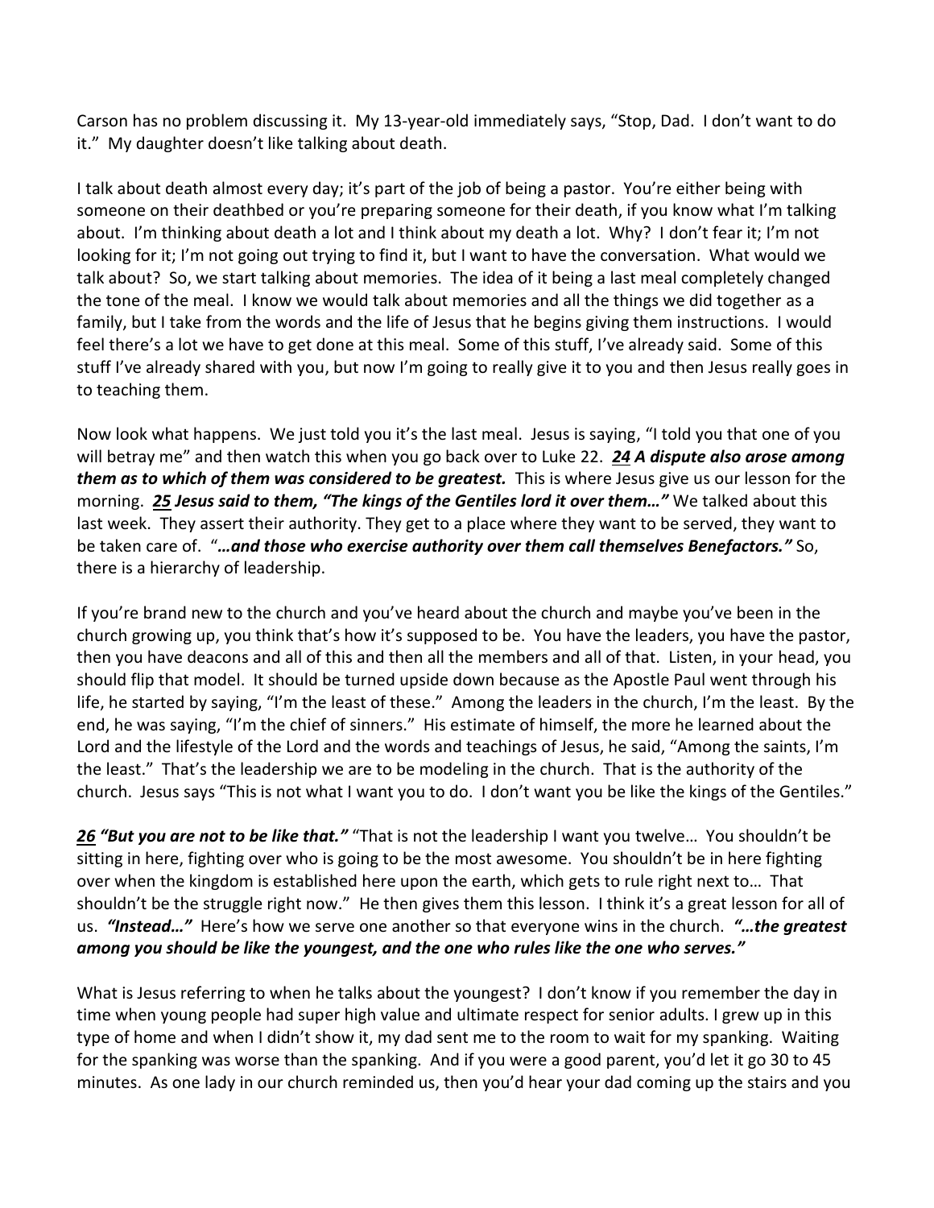Carson has no problem discussing it. My 13-year-old immediately says, "Stop, Dad. I don't want to do it." My daughter doesn't like talking about death.

I talk about death almost every day; it's part of the job of being a pastor. You're either being with someone on their deathbed or you're preparing someone for their death, if you know what I'm talking about. I'm thinking about death a lot and I think about my death a lot. Why? I don't fear it; I'm not looking for it; I'm not going out trying to find it, but I want to have the conversation. What would we talk about? So, we start talking about memories. The idea of it being a last meal completely changed the tone of the meal. I know we would talk about memories and all the things we did together as a family, but I take from the words and the life of Jesus that he begins giving them instructions. I would feel there's a lot we have to get done at this meal. Some of this stuff, I've already said. Some of this stuff I've already shared with you, but now I'm going to really give it to you and then Jesus really goes in to teaching them.

Now look what happens. We just told you it's the last meal. Jesus is saying, "I told you that one of you will betray me" and then watch this when you go back over to Luke 22. ***24 A dispute also arose among them as to which of them was considered to be greatest.*** This is where Jesus give us our lesson for the morning. ***25 Jesus said to them, "The kings of the Gentiles lord it over them…"*** We talked about this last week. They assert their authority. They get to a place where they want to be served, they want to be taken care of. "***…and those who exercise authority over them call themselves Benefactors."*** So, there is a hierarchy of leadership.

If you're brand new to the church and you've heard about the church and maybe you've been in the church growing up, you think that's how it's supposed to be. You have the leaders, you have the pastor, then you have deacons and all of this and then all the members and all of that. Listen, in your head, you should flip that model. It should be turned upside down because as the Apostle Paul went through his life, he started by saying, "I'm the least of these." Among the leaders in the church, I'm the least. By the end, he was saying, "I'm the chief of sinners." His estimate of himself, the more he learned about the Lord and the lifestyle of the Lord and the words and teachings of Jesus, he said, "Among the saints, I'm the least." That's the leadership we are to be modeling in the church. That is the authority of the church. Jesus says "This is not what I want you to do. I don't want you be like the kings of the Gentiles."

***26 "But you are not to be like that."*** "That is not the leadership I want you twelve… You shouldn't be sitting in here, fighting over who is going to be the most awesome. You shouldn't be in here fighting over when the kingdom is established here upon the earth, which gets to rule right next to… That shouldn't be the struggle right now." He then gives them this lesson. I think it's a great lesson for all of us. ***"Instead…"*** Here's how we serve one another so that everyone wins in the church. ***"…the greatest among you should be like the youngest, and the one who rules like the one who serves."***

What is Jesus referring to when he talks about the youngest? I don't know if you remember the day in time when young people had super high value and ultimate respect for senior adults. I grew up in this type of home and when I didn't show it, my dad sent me to the room to wait for my spanking. Waiting for the spanking was worse than the spanking. And if you were a good parent, you'd let it go 30 to 45 minutes. As one lady in our church reminded us, then you'd hear your dad coming up the stairs and you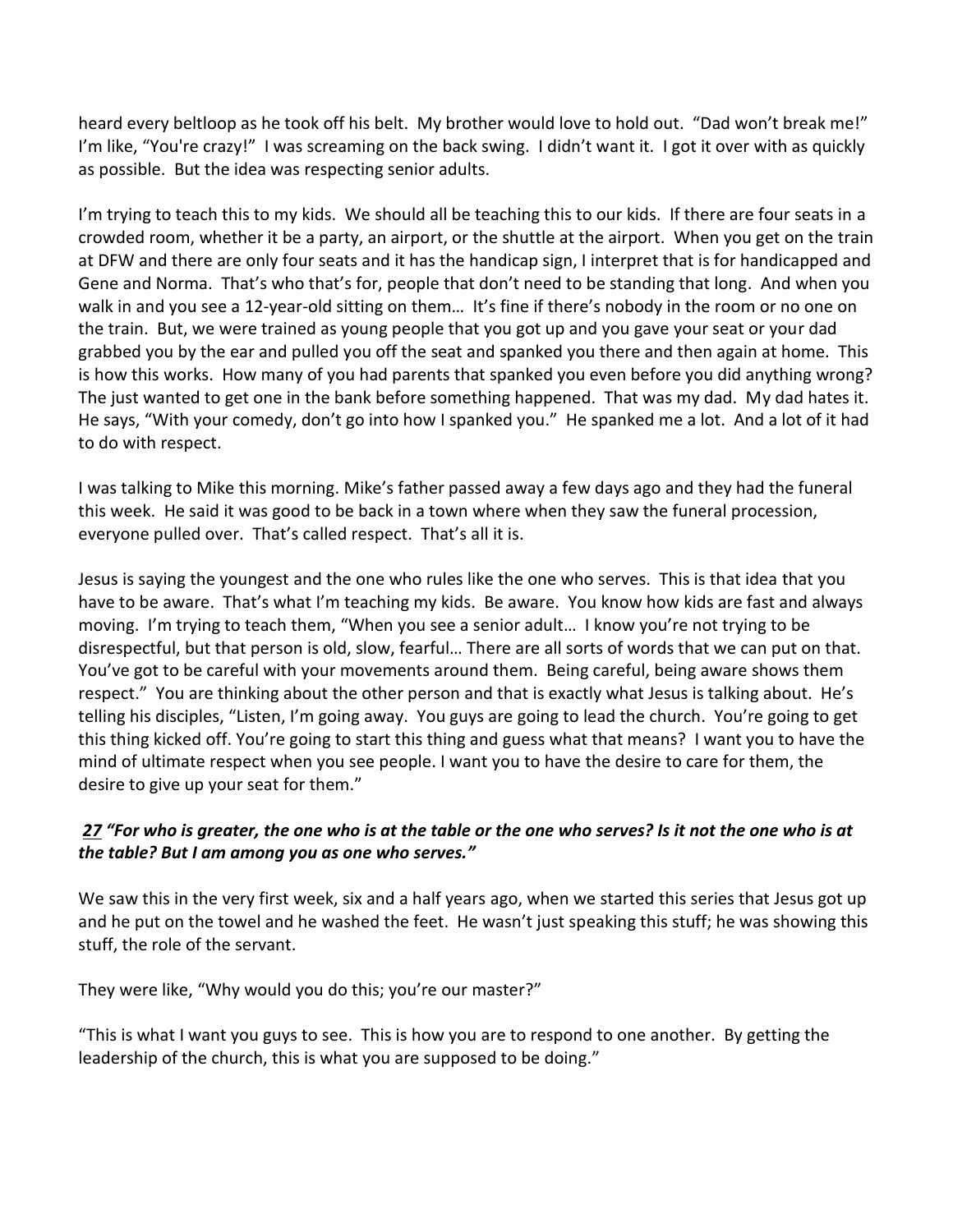heard every beltloop as he took off his belt. My brother would love to hold out. "Dad won't break me!" I'm like, "You're crazy!" I was screaming on the back swing. I didn't want it. I got it over with as quickly as possible. But the idea was respecting senior adults.

I'm trying to teach this to my kids. We should all be teaching this to our kids. If there are four seats in a crowded room, whether it be a party, an airport, or the shuttle at the airport. When you get on the train at DFW and there are only four seats and it has the handicap sign, I interpret that is for handicapped and Gene and Norma. That's who that's for, people that don't need to be standing that long. And when you walk in and you see a 12-year-old sitting on them… It's fine if there's nobody in the room or no one on the train. But, we were trained as young people that you got up and you gave your seat or your dad grabbed you by the ear and pulled you off the seat and spanked you there and then again at home. This is how this works. How many of you had parents that spanked you even before you did anything wrong? The just wanted to get one in the bank before something happened. That was my dad. My dad hates it. He says, "With your comedy, don't go into how I spanked you." He spanked me a lot. And a lot of it had to do with respect.

I was talking to Mike this morning. Mike's father passed away a few days ago and they had the funeral this week. He said it was good to be back in a town where when they saw the funeral procession, everyone pulled over. That's called respect. That's all it is.

Jesus is saying the youngest and the one who rules like the one who serves. This is that idea that you have to be aware. That's what I'm teaching my kids. Be aware. You know how kids are fast and always moving. I'm trying to teach them, "When you see a senior adult… I know you're not trying to be disrespectful, but that person is old, slow, fearful… There are all sorts of words that we can put on that. You've got to be careful with your movements around them. Being careful, being aware shows them respect." You are thinking about the other person and that is exactly what Jesus is talking about. He's telling his disciples, "Listen, I'm going away. You guys are going to lead the church. You're going to get this thing kicked off. You're going to start this thing and guess what that means? I want you to have the mind of ultimate respect when you see people. I want you to have the desire to care for them, the desire to give up your seat for them."

***27 "For who is greater, the one who is at the table or the one who serves? Is it not the one who is at the table? But I am among you as one who serves."***

We saw this in the very first week, six and a half years ago, when we started this series that Jesus got up and he put on the towel and he washed the feet. He wasn't just speaking this stuff; he was showing this stuff, the role of the servant.

They were like, "Why would you do this; you're our master?"

"This is what I want you guys to see. This is how you are to respond to one another. By getting the leadership of the church, this is what you are supposed to be doing."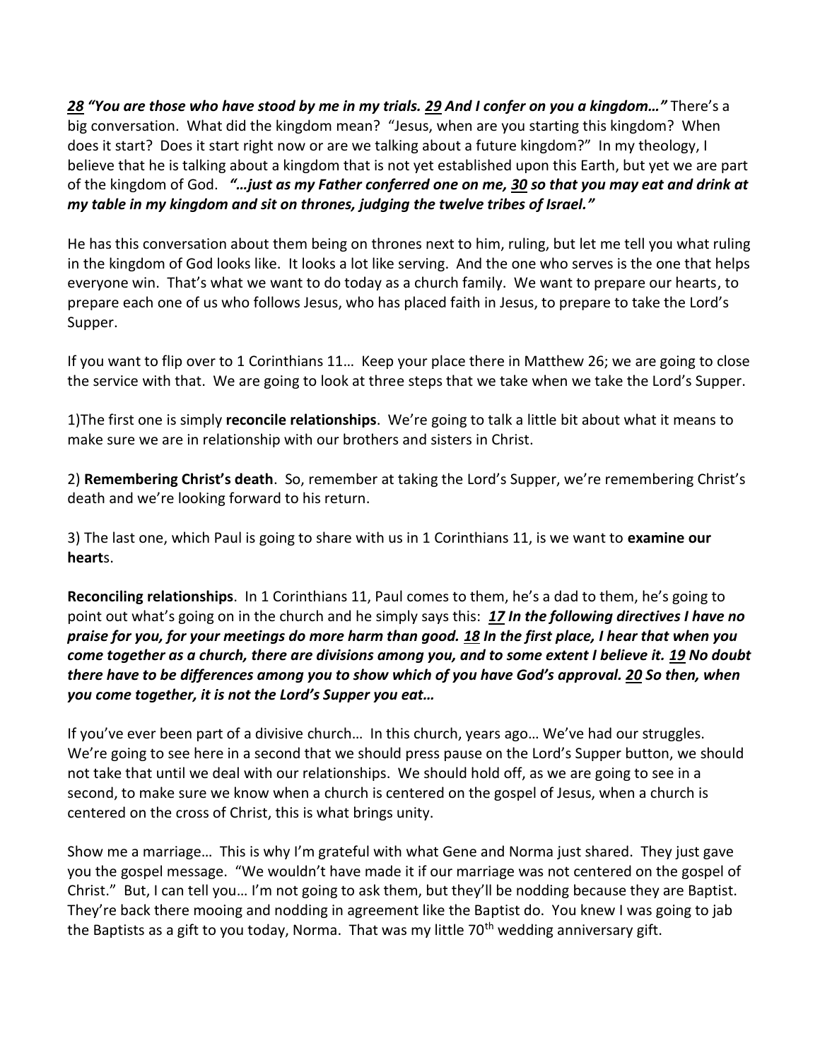***28*** ***"You are those who have stood by me in my trials.*** ***29*** ***And I confer on you a kingdom…"*** There's a big conversation. What did the kingdom mean? "Jesus, when are you starting this kingdom? When does it start? Does it start right now or are we talking about a future kingdom?" In my theology, I believe that he is talking about a kingdom that is not yet established upon this Earth, but yet we are part of the kingdom of God. ***"…just as my Father conferred one on me,*** ***30*** ***so that you may eat and drink at my table in my kingdom and sit on thrones, judging the twelve tribes of Israel."***

He has this conversation about them being on thrones next to him, ruling, but let me tell you what ruling in the kingdom of God looks like. It looks a lot like serving. And the one who serves is the one that helps everyone win. That's what we want to do today as a church family. We want to prepare our hearts, to prepare each one of us who follows Jesus, who has placed faith in Jesus, to prepare to take the Lord's Supper.

If you want to flip over to 1 Corinthians 11… Keep your place there in Matthew 26; we are going to close the service with that. We are going to look at three steps that we take when we take the Lord's Supper.

1)The first one is simply **reconcile relationships**. We're going to talk a little bit about what it means to make sure we are in relationship with our brothers and sisters in Christ.

2) **Remembering Christ's death**. So, remember at taking the Lord's Supper, we're remembering Christ's death and we're looking forward to his return.

3) The last one, which Paul is going to share with us in 1 Corinthians 11, is we want to **examine our heart**s.

**Reconciling relationships**. In 1 Corinthians 11, Paul comes to them, he's a dad to them, he's going to point out what's going on in the church and he simply says this: ***17*** ***In the following directives I have no praise for you, for your meetings do more harm than good.*** ***18*** ***In the first place, I hear that when you come together as a church, there are divisions among you, and to some extent I believe it.*** ***19*** ***No doubt there have to be differences among you to show which of you have God's approval.*** ***20*** ***So then, when you come together, it is not the Lord's Supper you eat…***

If you've ever been part of a divisive church… In this church, years ago… We've had our struggles. We're going to see here in a second that we should press pause on the Lord's Supper button, we should not take that until we deal with our relationships. We should hold off, as we are going to see in a second, to make sure we know when a church is centered on the gospel of Jesus, when a church is centered on the cross of Christ, this is what brings unity.

Show me a marriage… This is why I'm grateful with what Gene and Norma just shared. They just gave you the gospel message. "We wouldn't have made it if our marriage was not centered on the gospel of Christ." But, I can tell you… I'm not going to ask them, but they'll be nodding because they are Baptist. They're back there mooing and nodding in agreement like the Baptist do. You knew I was going to jab the Baptists as a gift to you today, Norma. That was my little 70th wedding anniversary gift.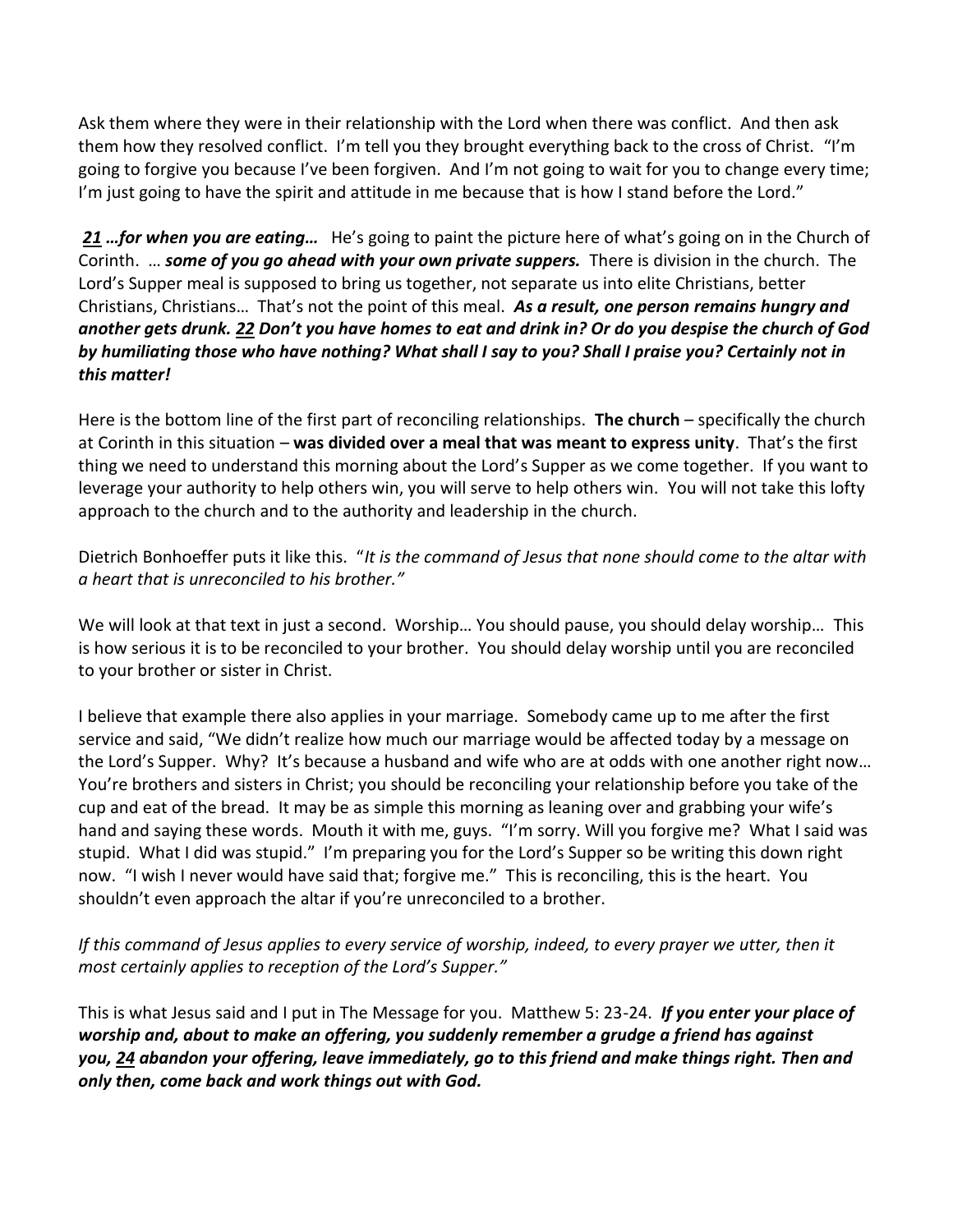Ask them where they were in their relationship with the Lord when there was conflict. And then ask them how they resolved conflict. I'm tell you they brought everything back to the cross of Christ. "I'm going to forgive you because I've been forgiven. And I'm not going to wait for you to change every time; I'm just going to have the spirit and attitude in me because that is how I stand before the Lord."

***21*** ***…for when you are eating…*** He's going to paint the picture here of what's going on in the Church of Corinth. … ***some of you go ahead with your own private suppers.*** There is division in the church. The Lord's Supper meal is supposed to bring us together, not separate us into elite Christians, better Christians, Christians… That's not the point of this meal. ***As a result, one person remains hungry and another gets drunk. 22 Don't you have homes to eat and drink in? Or do you despise the church of God by humiliating those who have nothing? What shall I say to you? Shall I praise you? Certainly not in this matter!***

Here is the bottom line of the first part of reconciling relationships. **The church** – specifically the church at Corinth in this situation – **was divided over a meal that was meant to express unity**. That's the first thing we need to understand this morning about the Lord's Supper as we come together. If you want to leverage your authority to help others win, you will serve to help others win. You will not take this lofty approach to the church and to the authority and leadership in the church.

Dietrich Bonhoeffer puts it like this. "*It is the command of Jesus that none should come to the altar with a heart that is unreconciled to his brother."*

We will look at that text in just a second. Worship… You should pause, you should delay worship… This is how serious it is to be reconciled to your brother. You should delay worship until you are reconciled to your brother or sister in Christ.

I believe that example there also applies in your marriage. Somebody came up to me after the first service and said, "We didn't realize how much our marriage would be affected today by a message on the Lord's Supper. Why? It's because a husband and wife who are at odds with one another right now… You're brothers and sisters in Christ; you should be reconciling your relationship before you take of the cup and eat of the bread. It may be as simple this morning as leaning over and grabbing your wife's hand and saying these words. Mouth it with me, guys. "I'm sorry. Will you forgive me? What I said was stupid. What I did was stupid." I'm preparing you for the Lord's Supper so be writing this down right now. "I wish I never would have said that; forgive me." This is reconciling, this is the heart. You shouldn't even approach the altar if you're unreconciled to a brother.

*If this command of Jesus applies to every service of worship, indeed, to every prayer we utter, then it most certainly applies to reception of the Lord's Supper."*

This is what Jesus said and I put in The Message for you. Matthew 5: 23-24. ***If you enter your place of worship and, about to make an offering, you suddenly remember a grudge a friend has against you, 24 abandon your offering, leave immediately, go to this friend and make things right. Then and only then, come back and work things out with God.***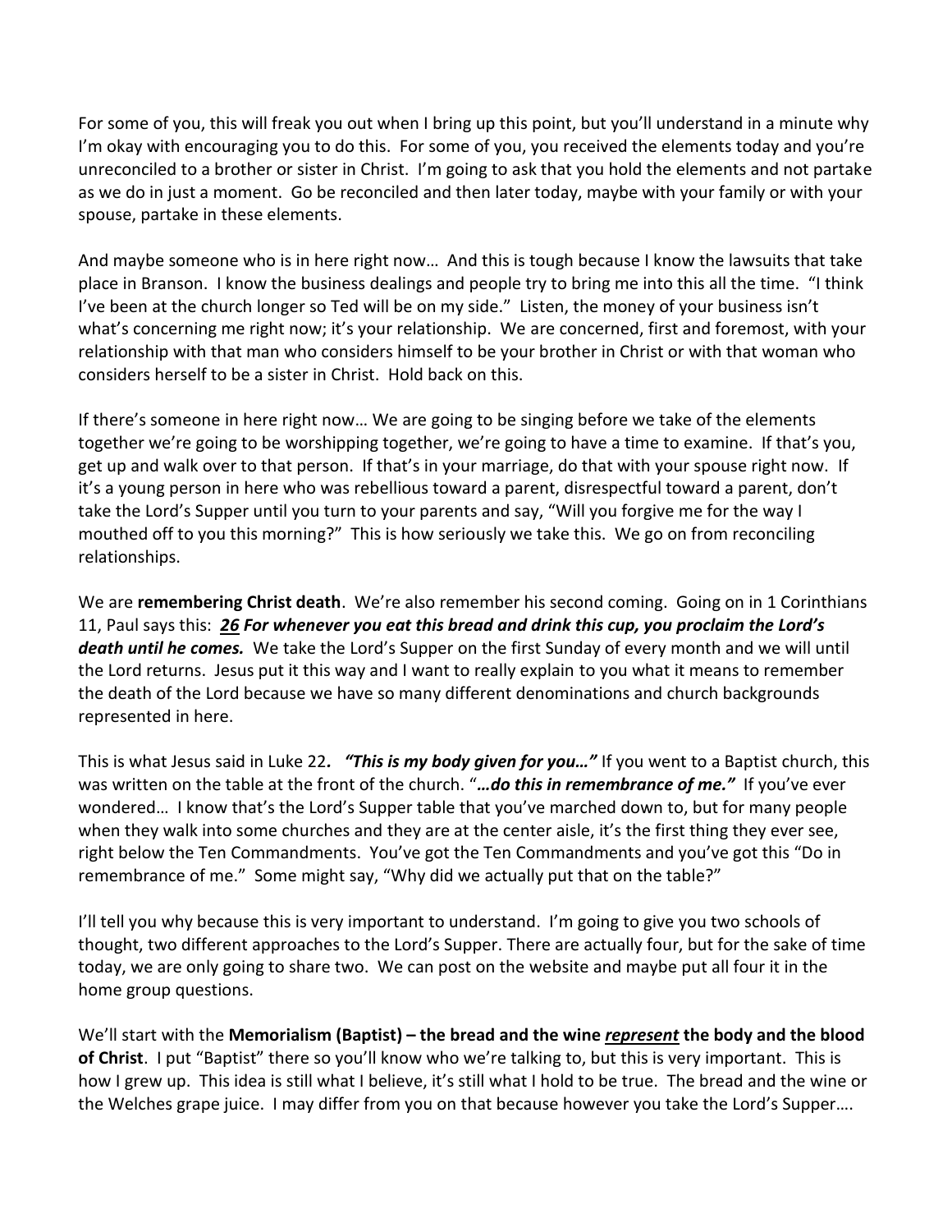For some of you, this will freak you out when I bring up this point, but you'll understand in a minute why I'm okay with encouraging you to do this. For some of you, you received the elements today and you're unreconciled to a brother or sister in Christ. I'm going to ask that you hold the elements and not partake as we do in just a moment. Go be reconciled and then later today, maybe with your family or with your spouse, partake in these elements.

And maybe someone who is in here right now… And this is tough because I know the lawsuits that take place in Branson. I know the business dealings and people try to bring me into this all the time. "I think I've been at the church longer so Ted will be on my side." Listen, the money of your business isn't what's concerning me right now; it's your relationship. We are concerned, first and foremost, with your relationship with that man who considers himself to be your brother in Christ or with that woman who considers herself to be a sister in Christ. Hold back on this.

If there's someone in here right now… We are going to be singing before we take of the elements together we're going to be worshipping together, we're going to have a time to examine. If that's you, get up and walk over to that person. If that's in your marriage, do that with your spouse right now. If it's a young person in here who was rebellious toward a parent, disrespectful toward a parent, don't take the Lord's Supper until you turn to your parents and say, "Will you forgive me for the way I mouthed off to you this morning?" This is how seriously we take this. We go on from reconciling relationships.

We are **remembering Christ death**. We're also remember his second coming. Going on in 1 Corinthians 11, Paul says this: ***26 For whenever you eat this bread and drink this cup, you proclaim the Lord's death until he comes.*** We take the Lord's Supper on the first Sunday of every month and we will until the Lord returns. Jesus put it this way and I want to really explain to you what it means to remember the death of the Lord because we have so many different denominations and church backgrounds represented in here.

This is what Jesus said in Luke 22***. "This is my body given for you…"*** If you went to a Baptist church, this was written on the table at the front of the church. "***…do this in remembrance of me."*** If you've ever wondered… I know that's the Lord's Supper table that you've marched down to, but for many people when they walk into some churches and they are at the center aisle, it's the first thing they ever see, right below the Ten Commandments. You've got the Ten Commandments and you've got this "Do in remembrance of me." Some might say, "Why did we actually put that on the table?"

I'll tell you why because this is very important to understand. I'm going to give you two schools of thought, two different approaches to the Lord's Supper. There are actually four, but for the sake of time today, we are only going to share two. We can post on the website and maybe put all four it in the home group questions.

We'll start with the **Memorialism (Baptist) – the bread and the wine *represent* the body and the blood of Christ**. I put "Baptist" there so you'll know who we're talking to, but this is very important. This is how I grew up. This idea is still what I believe, it's still what I hold to be true. The bread and the wine or the Welches grape juice. I may differ from you on that because however you take the Lord's Supper….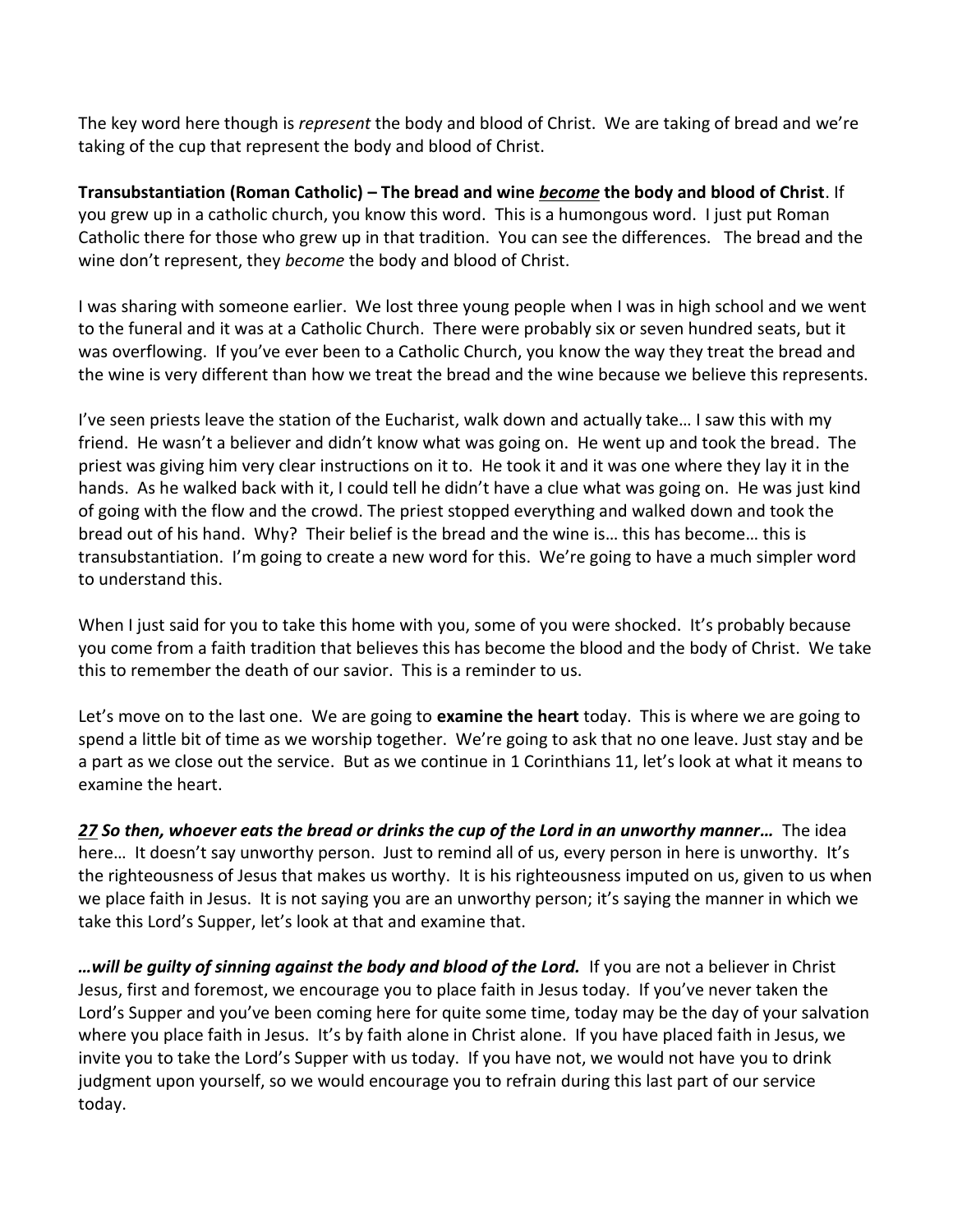The key word here though is *represent* the body and blood of Christ. We are taking of bread and we're taking of the cup that represent the body and blood of Christ.

**Transubstantiation (Roman Catholic) – The bread and wine _**become**_ the body and blood of Christ**. If you grew up in a catholic church, you know this word. This is a humongous word. I just put Roman Catholic there for those who grew up in that tradition. You can see the differences. The bread and the wine don't represent, they *become* the body and blood of Christ.

I was sharing with someone earlier. We lost three young people when I was in high school and we went to the funeral and it was at a Catholic Church. There were probably six or seven hundred seats, but it was overflowing. If you've ever been to a Catholic Church, you know the way they treat the bread and the wine is very different than how we treat the bread and the wine because we believe this represents.

I've seen priests leave the station of the Eucharist, walk down and actually take… I saw this with my friend. He wasn't a believer and didn't know what was going on. He went up and took the bread. The priest was giving him very clear instructions on it to. He took it and it was one where they lay it in the hands. As he walked back with it, I could tell he didn't have a clue what was going on. He was just kind of going with the flow and the crowd. The priest stopped everything and walked down and took the bread out of his hand. Why? Their belief is the bread and the wine is… this has become… this is transubstantiation. I'm going to create a new word for this. We're going to have a much simpler word to understand this.

When I just said for you to take this home with you, some of you were shocked. It's probably because you come from a faith tradition that believes this has become the blood and the body of Christ. We take this to remember the death of our savior. This is a reminder to us.

Let's move on to the last one. We are going to **examine the heart** today. This is where we are going to spend a little bit of time as we worship together. We're going to ask that no one leave. Just stay and be a part as we close out the service. But as we continue in 1 Corinthians 11, let's look at what it means to examine the heart.

***_27_ So then, whoever eats the bread or drinks the cup of the Lord in an unworthy manner…*** The idea here… It doesn't say unworthy person. Just to remind all of us, every person in here is unworthy. It's the righteousness of Jesus that makes us worthy. It is his righteousness imputed on us, given to us when we place faith in Jesus. It is not saying you are an unworthy person; it's saying the manner in which we take this Lord's Supper, let's look at that and examine that.

***…will be guilty of sinning against the body and blood of the Lord.*** If you are not a believer in Christ Jesus, first and foremost, we encourage you to place faith in Jesus today. If you've never taken the Lord's Supper and you've been coming here for quite some time, today may be the day of your salvation where you place faith in Jesus. It's by faith alone in Christ alone. If you have placed faith in Jesus, we invite you to take the Lord's Supper with us today. If you have not, we would not have you to drink judgment upon yourself, so we would encourage you to refrain during this last part of our service today.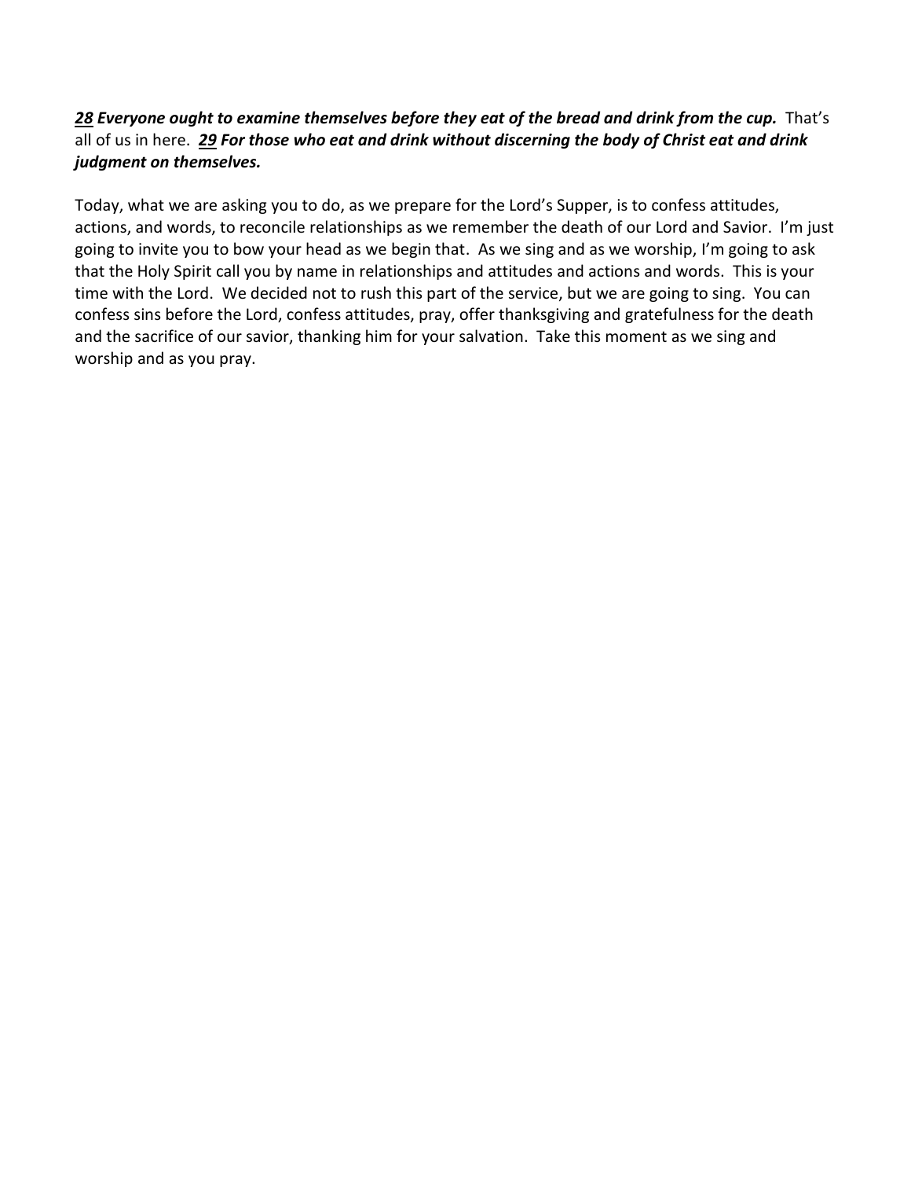***<u>28</u> Everyone ought to examine themselves before they eat of the bread and drink from the cup.*** That's all of us in here. ***<u>29</u> For those who eat and drink without discerning the body of Christ eat and drink judgment on themselves.***

Today, what we are asking you to do, as we prepare for the Lord's Supper, is to confess attitudes, actions, and words, to reconcile relationships as we remember the death of our Lord and Savior. I'm just going to invite you to bow your head as we begin that. As we sing and as we worship, I'm going to ask that the Holy Spirit call you by name in relationships and attitudes and actions and words. This is your time with the Lord. We decided not to rush this part of the service, but we are going to sing. You can confess sins before the Lord, confess attitudes, pray, offer thanksgiving and gratefulness for the death and the sacrifice of our savior, thanking him for your salvation. Take this moment as we sing and worship and as you pray.